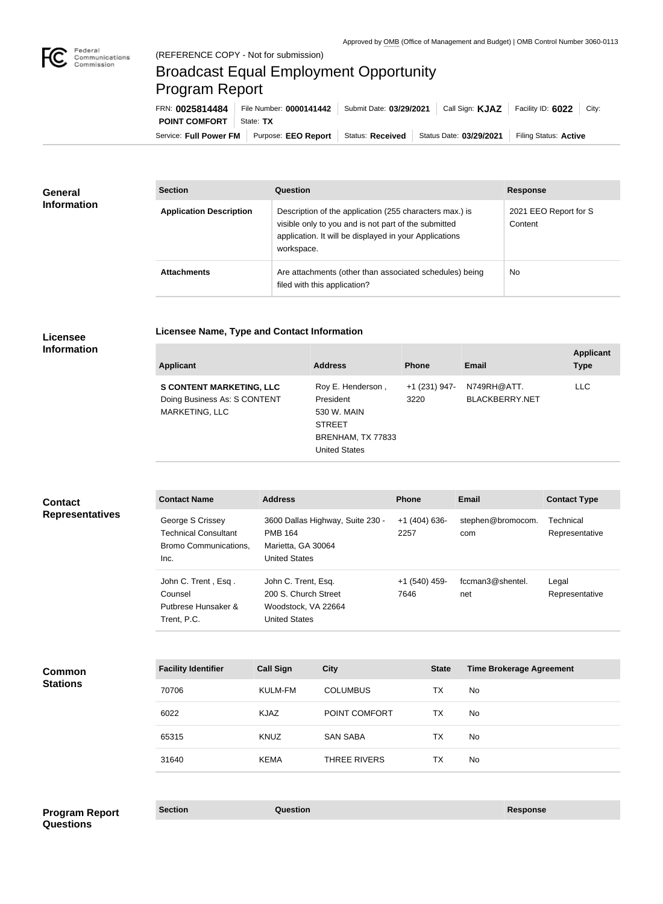Approved by OMB (Office of Management and Budget) | OMB Control Number 3060-0113

(REFERENCE COPY - Not for submission)

# Broadcast Equal Employment Opportunity Program Report

FRN: **0025814484** | File Number: **0000141442** | Submit Date: **03/29/2021** | Call Sign: **KJAZ** | Facility ID: **6022** | City: **POINT COMFORT** | State: **TX**

Service: **Full Power FM** | Purpose: **EEO Report** | Status: **Received** | Status Date: **03/29/2021** | Filing Status: **Active**

## General Information

| Section | Question | Response |
| --- | --- | --- |
| **Application Description** | Description of the application (255 characters max.) is visible only to you and is not part of the submitted application. It will be displayed in your Applications workspace. | 2021 EEO Report for S Content |
| **Attachments** | Are attachments (other than associated schedules) being filed with this application? | No |

## Licensee Information

### Licensee Name, Type and Contact Information

| Applicant | Address | Phone | Email | Applicant Type |
| --- | --- | --- | --- | --- |
| **S CONTENT MARKETING, LLC** Doing Business As: S CONTENT MARKETING, LLC | Roy E. Henderson , President 530 W. MAIN STREET BRENHAM, TX 77833 United States | +1 (231) 947-3220 | N749RH@ATT.BLACKBERRY.NET | LLC |

## Contact Representatives

| Contact Name | Address | Phone | Email | Contact Type |
| --- | --- | --- | --- | --- |
| George S Crissey Technical Consultant Bromo Communications, Inc. | 3600 Dallas Highway, Suite 230 - PMB 164 Marietta, GA 30064 United States | +1 (404) 636-2257 | stephen@bromocom.com | Technical Representative |
| John C. Trent , Esq . Counsel Putbrese Hunsaker & Trent, P.C. | John C. Trent, Esq. 200 S. Church Street Woodstock, VA 22664 United States | +1 (540) 459-7646 | fccman3@shentel.net | Legal Representative |

## Common Stations

| Facility Identifier | Call Sign | City | State | Time Brokerage Agreement |
| --- | --- | --- | --- | --- |
| 70706 | KULM-FM | COLUMBUS | TX | No |
| 6022 | KJAZ | POINT COMFORT | TX | No |
| 65315 | KNUZ | SAN SABA | TX | No |
| 31640 | KEMA | THREE RIVERS | TX | No |

## Program Report Questions

| Section | Question | Response |
| --- | --- | --- |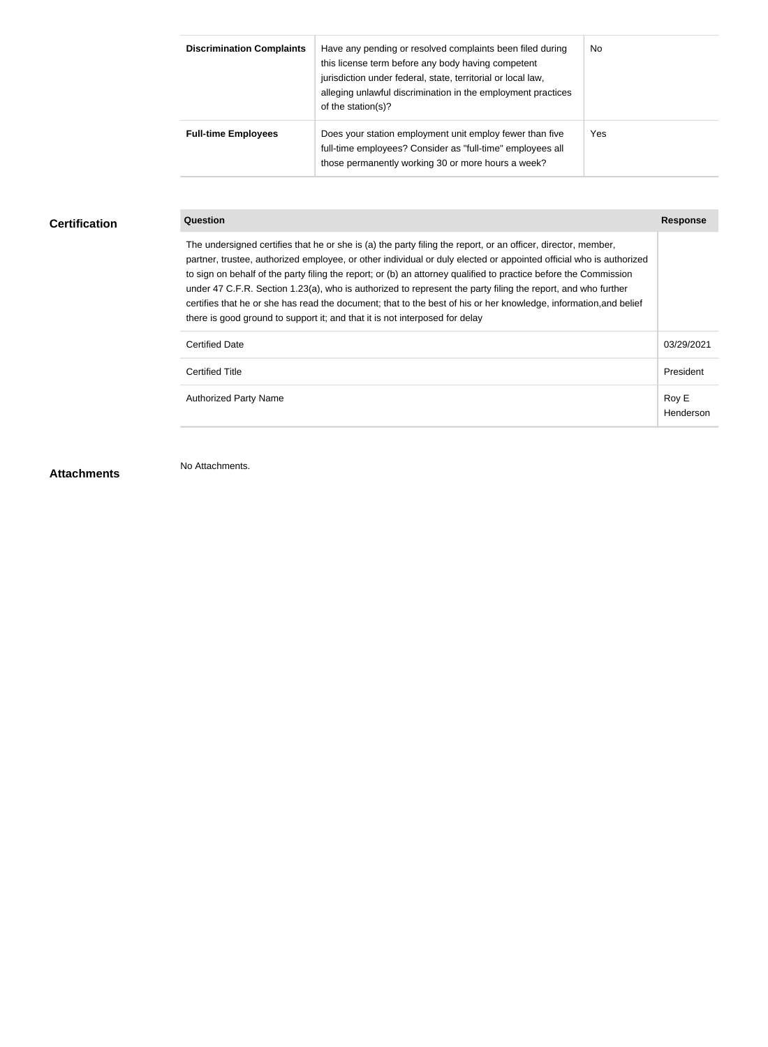| | | |
|---|---|---|
| **Discrimination Complaints** | Have any pending or resolved complaints been filed during this license term before any body having competent jurisdiction under federal, state, territorial or local law, alleging unlawful discrimination in the employment practices of the station(s)? | No |
| **Full-time Employees** | Does your station employment unit employ fewer than five full-time employees? Consider as "full-time" employees all those permanently working 30 or more hours a week? | Yes |

## Certification

| Question | Response |
|---|---|
| The undersigned certifies that he or she is (a) the party filing the report, or an officer, director, member, partner, trustee, authorized employee, or other individual or duly elected or appointed official who is authorized to sign on behalf of the party filing the report; or (b) an attorney qualified to practice before the Commission under 47 C.F.R. Section 1.23(a), who is authorized to represent the party filing the report, and who further certifies that he or she has read the document; that to the best of his or her knowledge, information,and belief there is good ground to support it; and that it is not interposed for delay | |
| Certified Date | 03/29/2021 |
| Certified Title | President |
| Authorized Party Name | Roy E Henderson |

## Attachments

No Attachments.